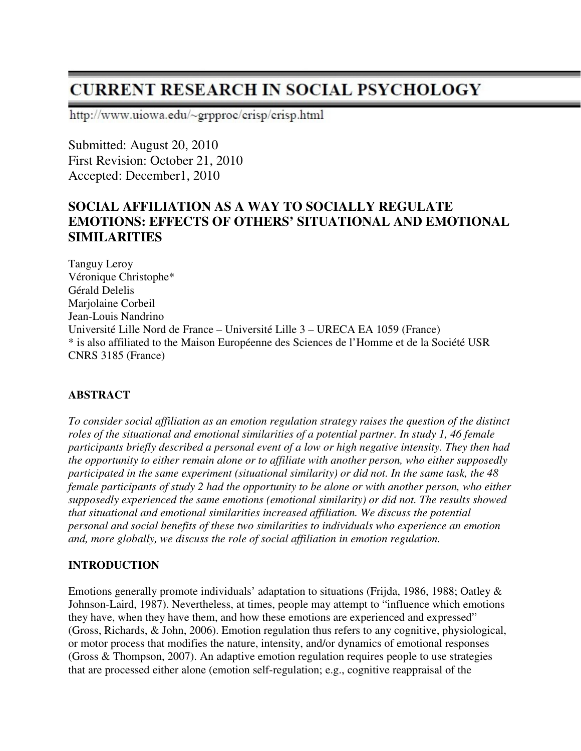# CURRENT RESEARCH IN SOCIAL PSYCHOLOGY

http://www.uiowa.edu/~grpproc/crisp/crisp.html

Submitted: August 20, 2010
First Revision: October 21, 2010
Accepted: December1, 2010

## SOCIAL AFFILIATION AS A WAY TO SOCIALLY REGULATE EMOTIONS: EFFECTS OF OTHERS' SITUATIONAL AND EMOTIONAL SIMILARITIES

Tanguy Leroy
Véronique Christophe*
Gérald Delelis
Marjolaine Corbeil
Jean-Louis Nandrino
Université Lille Nord de France – Université Lille 3 – URECA EA 1059 (France)
* is also affiliated to the Maison Européenne des Sciences de l'Homme et de la Société USR CNRS 3185 (France)

### ABSTRACT

*To consider social affiliation as an emotion regulation strategy raises the question of the distinct roles of the situational and emotional similarities of a potential partner. In study 1, 46 female participants briefly described a personal event of a low or high negative intensity. They then had the opportunity to either remain alone or to affiliate with another person, who either supposedly participated in the same experiment (situational similarity) or did not. In the same task, the 48 female participants of study 2 had the opportunity to be alone or with another person, who either supposedly experienced the same emotions (emotional similarity) or did not. The results showed that situational and emotional similarities increased affiliation. We discuss the potential personal and social benefits of these two similarities to individuals who experience an emotion and, more globally, we discuss the role of social affiliation in emotion regulation.*

### INTRODUCTION

Emotions generally promote individuals' adaptation to situations (Frijda, 1986, 1988; Oatley & Johnson-Laird, 1987). Nevertheless, at times, people may attempt to "influence which emotions they have, when they have them, and how these emotions are experienced and expressed" (Gross, Richards, & John, 2006). Emotion regulation thus refers to any cognitive, physiological, or motor process that modifies the nature, intensity, and/or dynamics of emotional responses (Gross & Thompson, 2007). An adaptive emotion regulation requires people to use strategies that are processed either alone (emotion self-regulation; e.g., cognitive reappraisal of the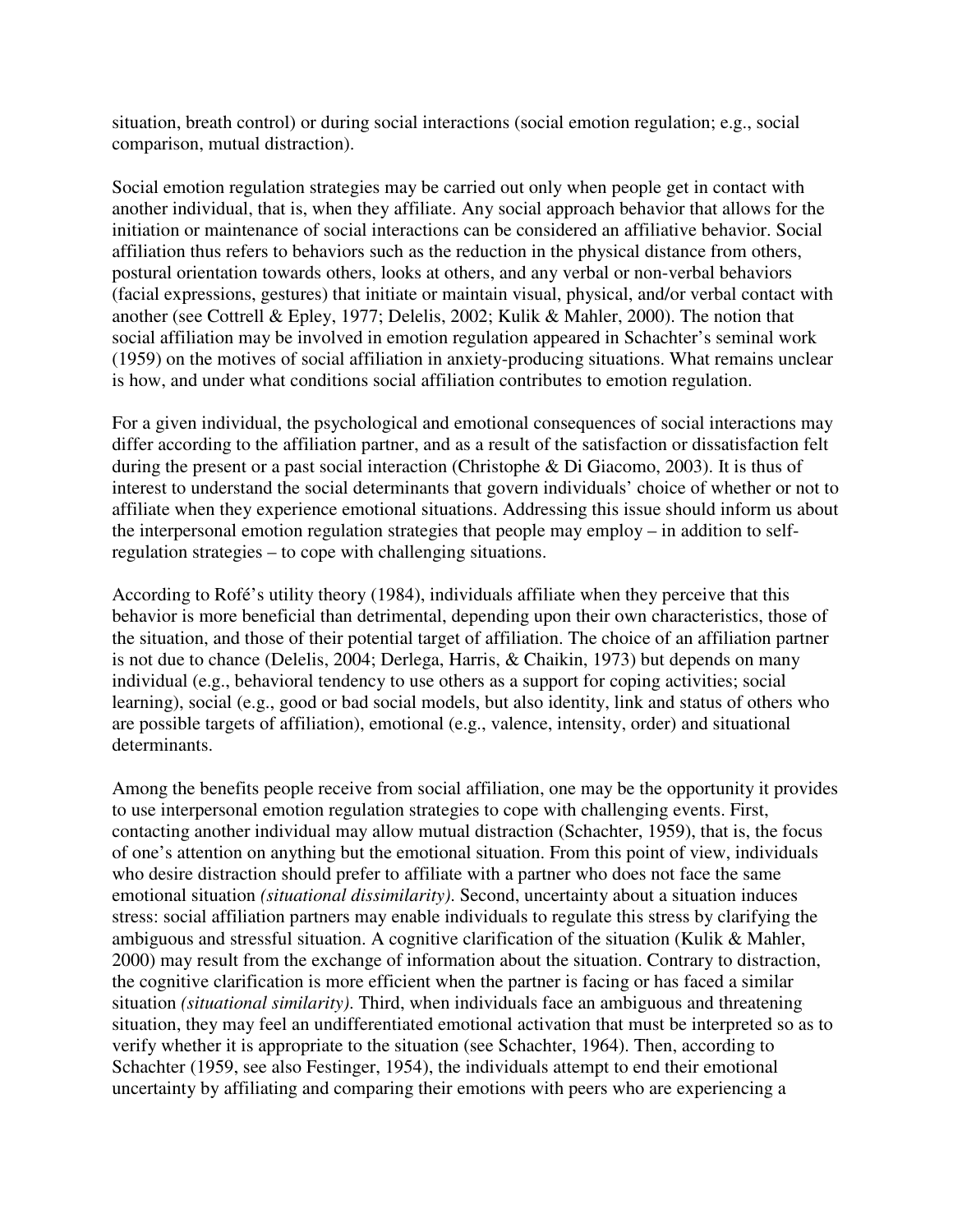situation, breath control) or during social interactions (social emotion regulation; e.g., social comparison, mutual distraction).

Social emotion regulation strategies may be carried out only when people get in contact with another individual, that is, when they affiliate. Any social approach behavior that allows for the initiation or maintenance of social interactions can be considered an affiliative behavior. Social affiliation thus refers to behaviors such as the reduction in the physical distance from others, postural orientation towards others, looks at others, and any verbal or non-verbal behaviors (facial expressions, gestures) that initiate or maintain visual, physical, and/or verbal contact with another (see Cottrell & Epley, 1977; Delelis, 2002; Kulik & Mahler, 2000). The notion that social affiliation may be involved in emotion regulation appeared in Schachter's seminal work (1959) on the motives of social affiliation in anxiety-producing situations. What remains unclear is how, and under what conditions social affiliation contributes to emotion regulation.

For a given individual, the psychological and emotional consequences of social interactions may differ according to the affiliation partner, and as a result of the satisfaction or dissatisfaction felt during the present or a past social interaction (Christophe & Di Giacomo, 2003). It is thus of interest to understand the social determinants that govern individuals' choice of whether or not to affiliate when they experience emotional situations. Addressing this issue should inform us about the interpersonal emotion regulation strategies that people may employ – in addition to self-regulation strategies – to cope with challenging situations.

According to Rofé's utility theory (1984), individuals affiliate when they perceive that this behavior is more beneficial than detrimental, depending upon their own characteristics, those of the situation, and those of their potential target of affiliation. The choice of an affiliation partner is not due to chance (Delelis, 2004; Derlega, Harris, & Chaikin, 1973) but depends on many individual (e.g., behavioral tendency to use others as a support for coping activities; social learning), social (e.g., good or bad social models, but also identity, link and status of others who are possible targets of affiliation), emotional (e.g., valence, intensity, order) and situational determinants.

Among the benefits people receive from social affiliation, one may be the opportunity it provides to use interpersonal emotion regulation strategies to cope with challenging events. First, contacting another individual may allow mutual distraction (Schachter, 1959), that is, the focus of one's attention on anything but the emotional situation. From this point of view, individuals who desire distraction should prefer to affiliate with a partner who does not face the same emotional situation *(situational dissimilarity)*. Second, uncertainty about a situation induces stress: social affiliation partners may enable individuals to regulate this stress by clarifying the ambiguous and stressful situation. A cognitive clarification of the situation (Kulik & Mahler, 2000) may result from the exchange of information about the situation. Contrary to distraction, the cognitive clarification is more efficient when the partner is facing or has faced a similar situation *(situational similarity)*. Third, when individuals face an ambiguous and threatening situation, they may feel an undifferentiated emotional activation that must be interpreted so as to verify whether it is appropriate to the situation (see Schachter, 1964). Then, according to Schachter (1959, see also Festinger, 1954), the individuals attempt to end their emotional uncertainty by affiliating and comparing their emotions with peers who are experiencing a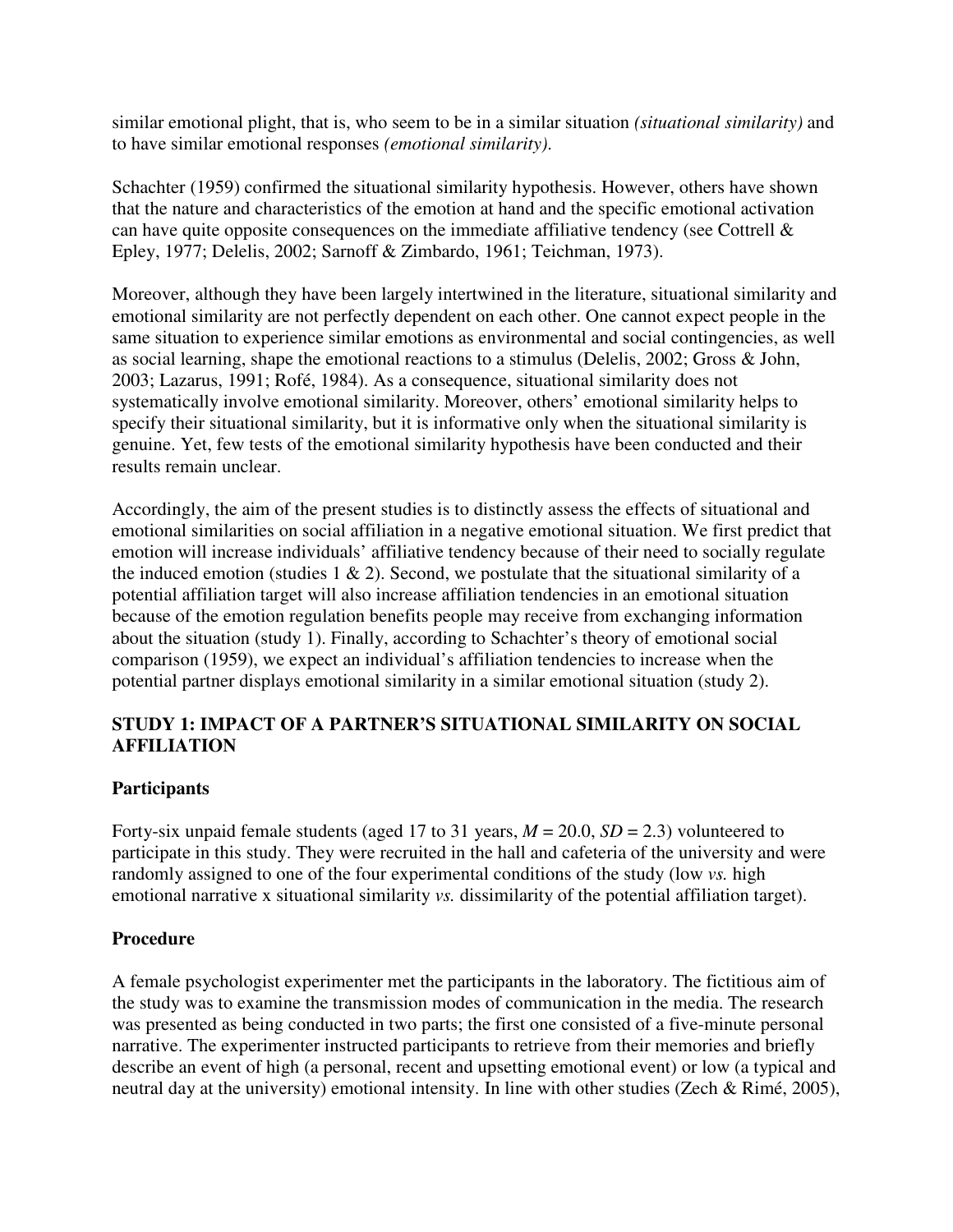similar emotional plight, that is, who seem to be in a similar situation *(situational similarity)* and to have similar emotional responses *(emotional similarity)*.

Schachter (1959) confirmed the situational similarity hypothesis. However, others have shown that the nature and characteristics of the emotion at hand and the specific emotional activation can have quite opposite consequences on the immediate affiliative tendency (see Cottrell & Epley, 1977; Delelis, 2002; Sarnoff & Zimbardo, 1961; Teichman, 1973).

Moreover, although they have been largely intertwined in the literature, situational similarity and emotional similarity are not perfectly dependent on each other. One cannot expect people in the same situation to experience similar emotions as environmental and social contingencies, as well as social learning, shape the emotional reactions to a stimulus (Delelis, 2002; Gross & John, 2003; Lazarus, 1991; Rofé, 1984). As a consequence, situational similarity does not systematically involve emotional similarity. Moreover, others' emotional similarity helps to specify their situational similarity, but it is informative only when the situational similarity is genuine. Yet, few tests of the emotional similarity hypothesis have been conducted and their results remain unclear.

Accordingly, the aim of the present studies is to distinctly assess the effects of situational and emotional similarities on social affiliation in a negative emotional situation. We first predict that emotion will increase individuals' affiliative tendency because of their need to socially regulate the induced emotion (studies 1 & 2). Second, we postulate that the situational similarity of a potential affiliation target will also increase affiliation tendencies in an emotional situation because of the emotion regulation benefits people may receive from exchanging information about the situation (study 1). Finally, according to Schachter's theory of emotional social comparison (1959), we expect an individual's affiliation tendencies to increase when the potential partner displays emotional similarity in a similar emotional situation (study 2).

## STUDY 1: IMPACT OF A PARTNER'S SITUATIONAL SIMILARITY ON SOCIAL AFFILIATION

### Participants

Forty-six unpaid female students (aged 17 to 31 years, $M = 20.0$, $SD = 2.3$) volunteered to participate in this study. They were recruited in the hall and cafeteria of the university and were randomly assigned to one of the four experimental conditions of the study (low *vs.* high emotional narrative x situational similarity *vs.* dissimilarity of the potential affiliation target).

### Procedure

A female psychologist experimenter met the participants in the laboratory. The fictitious aim of the study was to examine the transmission modes of communication in the media. The research was presented as being conducted in two parts; the first one consisted of a five-minute personal narrative. The experimenter instructed participants to retrieve from their memories and briefly describe an event of high (a personal, recent and upsetting emotional event) or low (a typical and neutral day at the university) emotional intensity. In line with other studies (Zech & Rimé, 2005),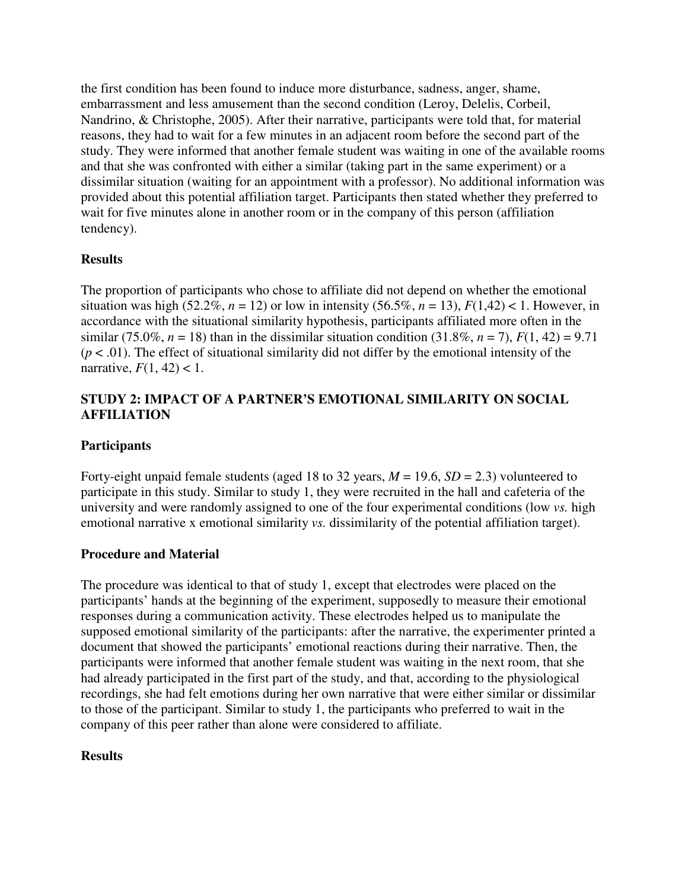the first condition has been found to induce more disturbance, sadness, anger, shame, embarrassment and less amusement than the second condition (Leroy, Delelis, Corbeil, Nandrino, & Christophe, 2005). After their narrative, participants were told that, for material reasons, they had to wait for a few minutes in an adjacent room before the second part of the study. They were informed that another female student was waiting in one of the available rooms and that she was confronted with either a similar (taking part in the same experiment) or a dissimilar situation (waiting for an appointment with a professor). No additional information was provided about this potential affiliation target. Participants then stated whether they preferred to wait for five minutes alone in another room or in the company of this person (affiliation tendency).

### Results

The proportion of participants who chose to affiliate did not depend on whether the emotional situation was high (52.2%, $n = 12$) or low in intensity (56.5%, $n = 13$), $F(1,42) < 1$. However, in accordance with the situational similarity hypothesis, participants affiliated more often in the similar (75.0%, $n = 18$) than in the dissimilar situation condition (31.8%, $n = 7$), $F(1, 42) = 9.71$ ($p < .01$). The effect of situational similarity did not differ by the emotional intensity of the narrative, $F(1, 42) < 1$.

## STUDY 2: IMPACT OF A PARTNER'S EMOTIONAL SIMILARITY ON SOCIAL AFFILIATION

### Participants

Forty-eight unpaid female students (aged 18 to 32 years, $M = 19.6$, $SD = 2.3$) volunteered to participate in this study. Similar to study 1, they were recruited in the hall and cafeteria of the university and were randomly assigned to one of the four experimental conditions (low *vs.* high emotional narrative x emotional similarity *vs.* dissimilarity of the potential affiliation target).

### Procedure and Material

The procedure was identical to that of study 1, except that electrodes were placed on the participants' hands at the beginning of the experiment, supposedly to measure their emotional responses during a communication activity. These electrodes helped us to manipulate the supposed emotional similarity of the participants: after the narrative, the experimenter printed a document that showed the participants' emotional reactions during their narrative. Then, the participants were informed that another female student was waiting in the next room, that she had already participated in the first part of the study, and that, according to the physiological recordings, she had felt emotions during her own narrative that were either similar or dissimilar to those of the participant. Similar to study 1, the participants who preferred to wait in the company of this peer rather than alone were considered to affiliate.

### Results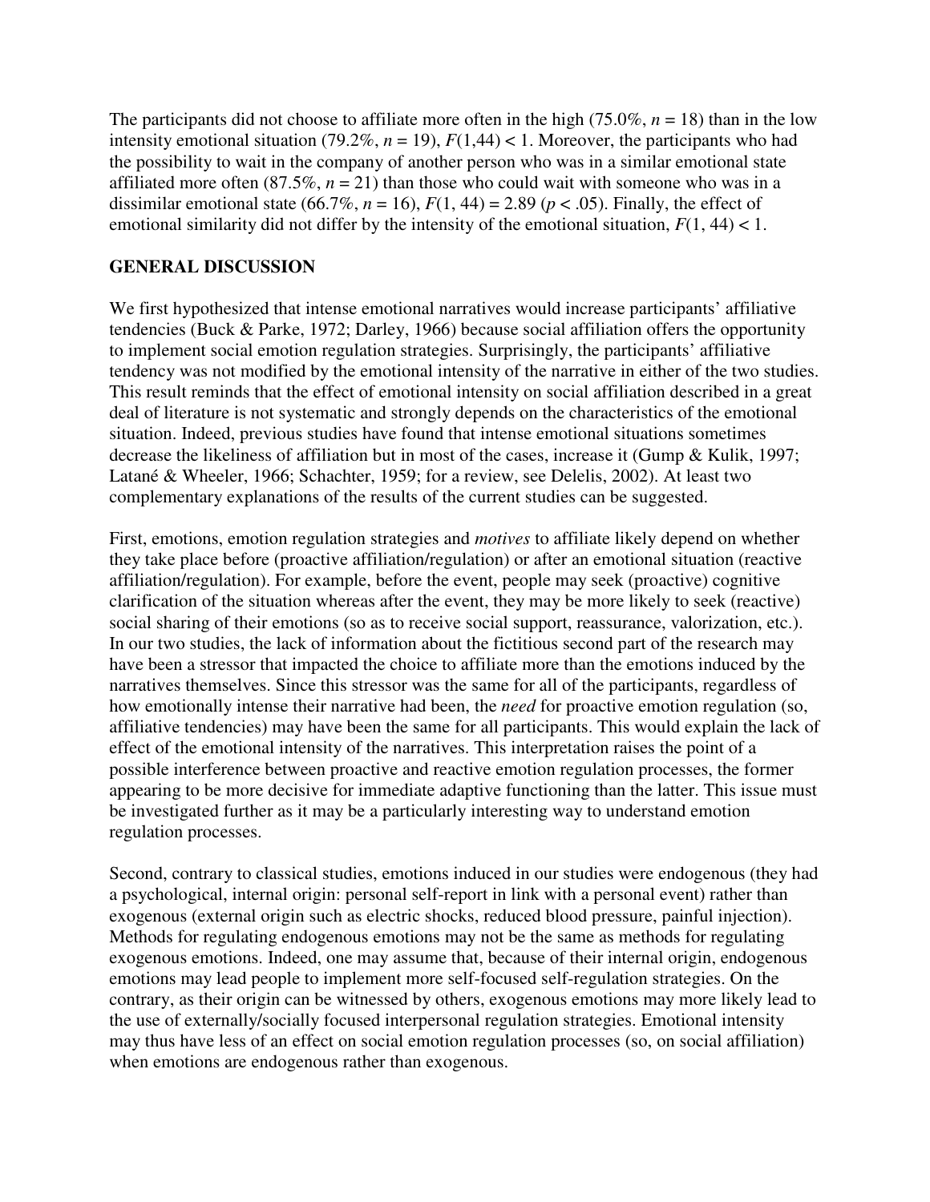The participants did not choose to affiliate more often in the high (75.0%, $n = 18$) than in the low intensity emotional situation (79.2%, $n = 19$), $F(1,44) < 1$. Moreover, the participants who had the possibility to wait in the company of another person who was in a similar emotional state affiliated more often (87.5%, $n = 21$) than those who could wait with someone who was in a dissimilar emotional state (66.7%, $n = 16$), $F(1, 44) = 2.89$ ($p < .05$). Finally, the effect of emotional similarity did not differ by the intensity of the emotional situation, $F(1, 44) < 1$.

## GENERAL DISCUSSION

We first hypothesized that intense emotional narratives would increase participants' affiliative tendencies (Buck & Parke, 1972; Darley, 1966) because social affiliation offers the opportunity to implement social emotion regulation strategies. Surprisingly, the participants' affiliative tendency was not modified by the emotional intensity of the narrative in either of the two studies. This result reminds that the effect of emotional intensity on social affiliation described in a great deal of literature is not systematic and strongly depends on the characteristics of the emotional situation. Indeed, previous studies have found that intense emotional situations sometimes decrease the likeliness of affiliation but in most of the cases, increase it (Gump & Kulik, 1997; Latané & Wheeler, 1966; Schachter, 1959; for a review, see Delelis, 2002). At least two complementary explanations of the results of the current studies can be suggested.

First, emotions, emotion regulation strategies and *motives* to affiliate likely depend on whether they take place before (proactive affiliation/regulation) or after an emotional situation (reactive affiliation/regulation). For example, before the event, people may seek (proactive) cognitive clarification of the situation whereas after the event, they may be more likely to seek (reactive) social sharing of their emotions (so as to receive social support, reassurance, valorization, etc.). In our two studies, the lack of information about the fictitious second part of the research may have been a stressor that impacted the choice to affiliate more than the emotions induced by the narratives themselves. Since this stressor was the same for all of the participants, regardless of how emotionally intense their narrative had been, the *need* for proactive emotion regulation (so, affiliative tendencies) may have been the same for all participants. This would explain the lack of effect of the emotional intensity of the narratives. This interpretation raises the point of a possible interference between proactive and reactive emotion regulation processes, the former appearing to be more decisive for immediate adaptive functioning than the latter. This issue must be investigated further as it may be a particularly interesting way to understand emotion regulation processes.

Second, contrary to classical studies, emotions induced in our studies were endogenous (they had a psychological, internal origin: personal self-report in link with a personal event) rather than exogenous (external origin such as electric shocks, reduced blood pressure, painful injection). Methods for regulating endogenous emotions may not be the same as methods for regulating exogenous emotions. Indeed, one may assume that, because of their internal origin, endogenous emotions may lead people to implement more self-focused self-regulation strategies. On the contrary, as their origin can be witnessed by others, exogenous emotions may more likely lead to the use of externally/socially focused interpersonal regulation strategies. Emotional intensity may thus have less of an effect on social emotion regulation processes (so, on social affiliation) when emotions are endogenous rather than exogenous.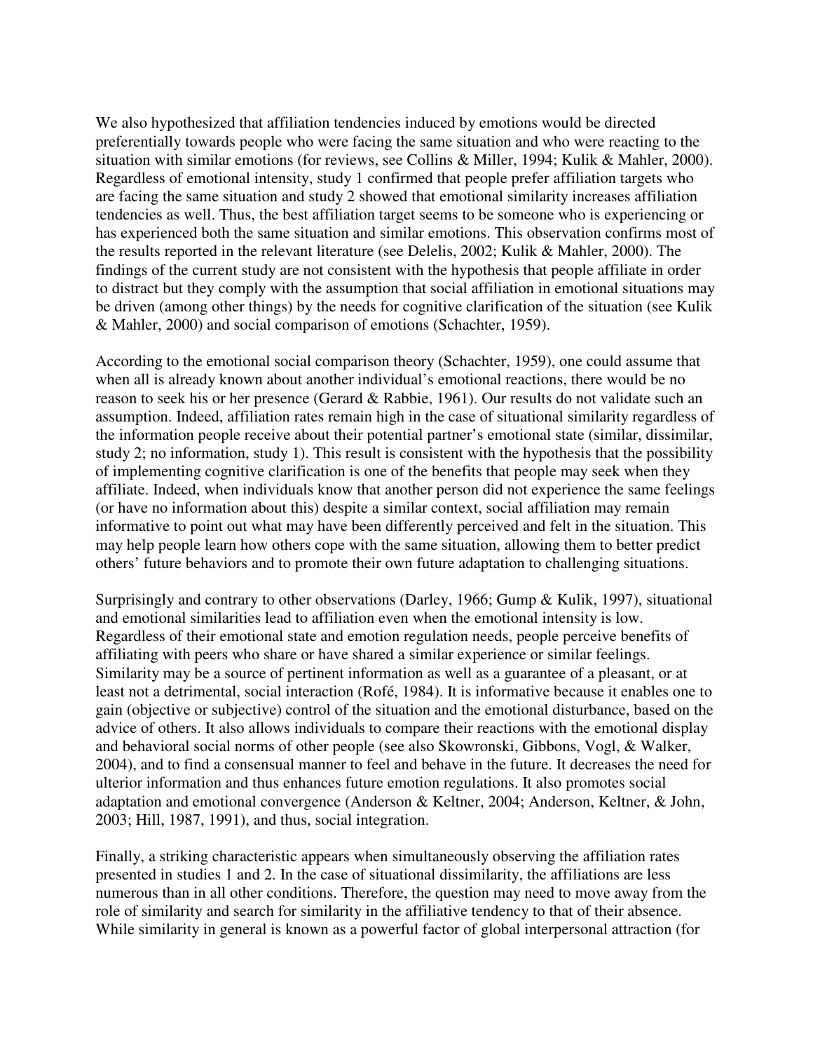We also hypothesized that affiliation tendencies induced by emotions would be directed preferentially towards people who were facing the same situation and who were reacting to the situation with similar emotions (for reviews, see Collins & Miller, 1994; Kulik & Mahler, 2000). Regardless of emotional intensity, study 1 confirmed that people prefer affiliation targets who are facing the same situation and study 2 showed that emotional similarity increases affiliation tendencies as well. Thus, the best affiliation target seems to be someone who is experiencing or has experienced both the same situation and similar emotions. This observation confirms most of the results reported in the relevant literature (see Delelis, 2002; Kulik & Mahler, 2000). The findings of the current study are not consistent with the hypothesis that people affiliate in order to distract but they comply with the assumption that social affiliation in emotional situations may be driven (among other things) by the needs for cognitive clarification of the situation (see Kulik & Mahler, 2000) and social comparison of emotions (Schachter, 1959).

According to the emotional social comparison theory (Schachter, 1959), one could assume that when all is already known about another individual's emotional reactions, there would be no reason to seek his or her presence (Gerard & Rabbie, 1961). Our results do not validate such an assumption. Indeed, affiliation rates remain high in the case of situational similarity regardless of the information people receive about their potential partner's emotional state (similar, dissimilar, study 2; no information, study 1). This result is consistent with the hypothesis that the possibility of implementing cognitive clarification is one of the benefits that people may seek when they affiliate. Indeed, when individuals know that another person did not experience the same feelings (or have no information about this) despite a similar context, social affiliation may remain informative to point out what may have been differently perceived and felt in the situation. This may help people learn how others cope with the same situation, allowing them to better predict others' future behaviors and to promote their own future adaptation to challenging situations.

Surprisingly and contrary to other observations (Darley, 1966; Gump & Kulik, 1997), situational and emotional similarities lead to affiliation even when the emotional intensity is low. Regardless of their emotional state and emotion regulation needs, people perceive benefits of affiliating with peers who share or have shared a similar experience or similar feelings. Similarity may be a source of pertinent information as well as a guarantee of a pleasant, or at least not a detrimental, social interaction (Rofé, 1984). It is informative because it enables one to gain (objective or subjective) control of the situation and the emotional disturbance, based on the advice of others. It also allows individuals to compare their reactions with the emotional display and behavioral social norms of other people (see also Skowronski, Gibbons, Vogl, & Walker, 2004), and to find a consensual manner to feel and behave in the future. It decreases the need for ulterior information and thus enhances future emotion regulations. It also promotes social adaptation and emotional convergence (Anderson & Keltner, 2004; Anderson, Keltner, & John, 2003; Hill, 1987, 1991), and thus, social integration.

Finally, a striking characteristic appears when simultaneously observing the affiliation rates presented in studies 1 and 2. In the case of situational dissimilarity, the affiliations are less numerous than in all other conditions. Therefore, the question may need to move away from the role of similarity and search for similarity in the affiliative tendency to that of their absence. While similarity in general is known as a powerful factor of global interpersonal attraction (for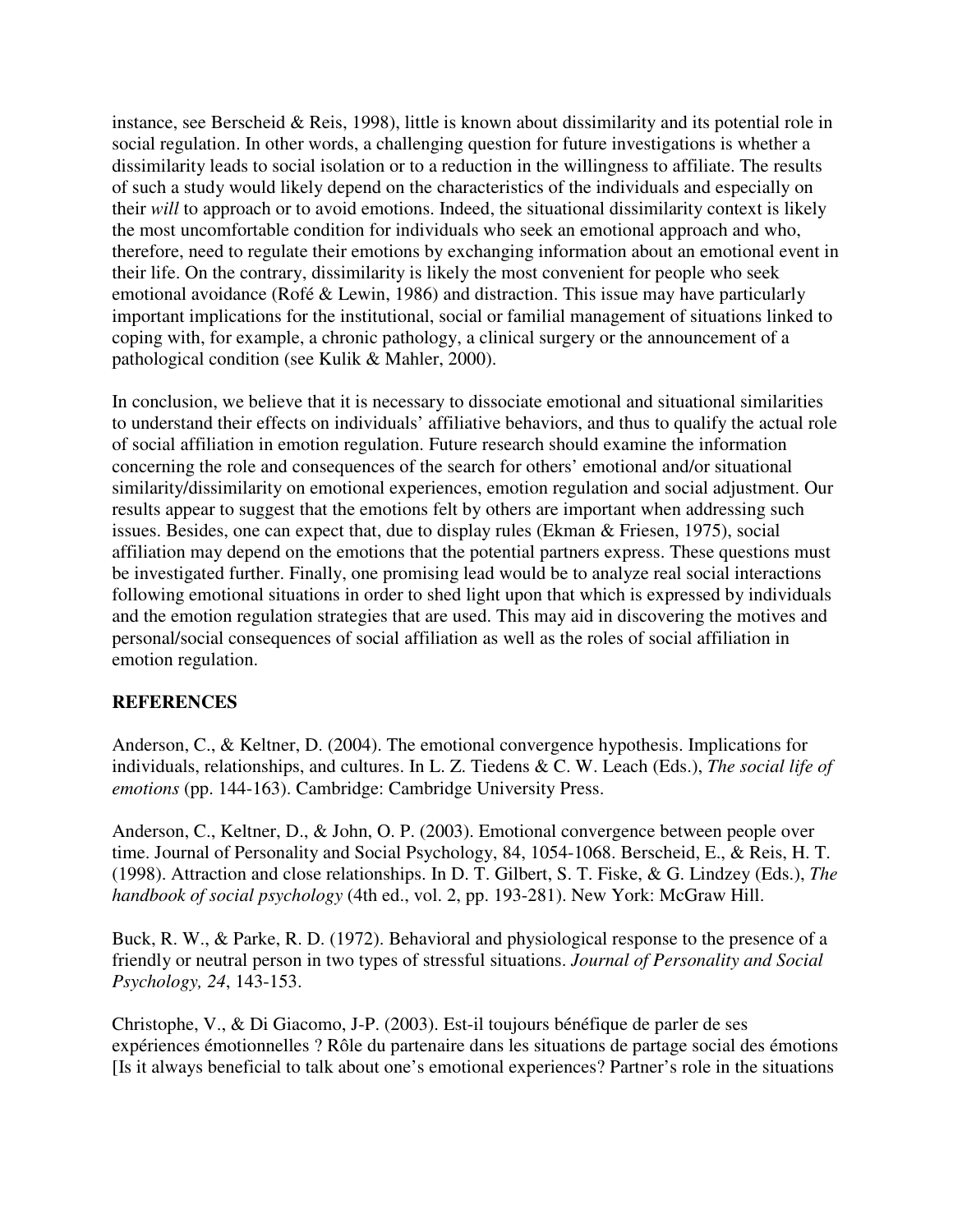instance, see Berscheid & Reis, 1998), little is known about dissimilarity and its potential role in social regulation. In other words, a challenging question for future investigations is whether a dissimilarity leads to social isolation or to a reduction in the willingness to affiliate. The results of such a study would likely depend on the characteristics of the individuals and especially on their *will* to approach or to avoid emotions. Indeed, the situational dissimilarity context is likely the most uncomfortable condition for individuals who seek an emotional approach and who, therefore, need to regulate their emotions by exchanging information about an emotional event in their life. On the contrary, dissimilarity is likely the most convenient for people who seek emotional avoidance (Rofé & Lewin, 1986) and distraction. This issue may have particularly important implications for the institutional, social or familial management of situations linked to coping with, for example, a chronic pathology, a clinical surgery or the announcement of a pathological condition (see Kulik & Mahler, 2000).

In conclusion, we believe that it is necessary to dissociate emotional and situational similarities to understand their effects on individuals' affiliative behaviors, and thus to qualify the actual role of social affiliation in emotion regulation. Future research should examine the information concerning the role and consequences of the search for others' emotional and/or situational similarity/dissimilarity on emotional experiences, emotion regulation and social adjustment. Our results appear to suggest that the emotions felt by others are important when addressing such issues. Besides, one can expect that, due to display rules (Ekman & Friesen, 1975), social affiliation may depend on the emotions that the potential partners express. These questions must be investigated further. Finally, one promising lead would be to analyze real social interactions following emotional situations in order to shed light upon that which is expressed by individuals and the emotion regulation strategies that are used. This may aid in discovering the motives and personal/social consequences of social affiliation as well as the roles of social affiliation in emotion regulation.

## REFERENCES

Anderson, C., & Keltner, D. (2004). The emotional convergence hypothesis. Implications for individuals, relationships, and cultures. In L. Z. Tiedens & C. W. Leach (Eds.), *The social life of emotions* (pp. 144-163). Cambridge: Cambridge University Press.

Anderson, C., Keltner, D., & John, O. P. (2003). Emotional convergence between people over time. Journal of Personality and Social Psychology, 84, 1054-1068. Berscheid, E., & Reis, H. T. (1998). Attraction and close relationships. In D. T. Gilbert, S. T. Fiske, & G. Lindzey (Eds.), *The handbook of social psychology* (4th ed., vol. 2, pp. 193-281). New York: McGraw Hill.

Buck, R. W., & Parke, R. D. (1972). Behavioral and physiological response to the presence of a friendly or neutral person in two types of stressful situations. *Journal of Personality and Social Psychology, 24*, 143-153.

Christophe, V., & Di Giacomo, J-P. (2003). Est-il toujours bénéfique de parler de ses expériences émotionnelles ? Rôle du partenaire dans les situations de partage social des émotions [Is it always beneficial to talk about one's emotional experiences? Partner's role in the situations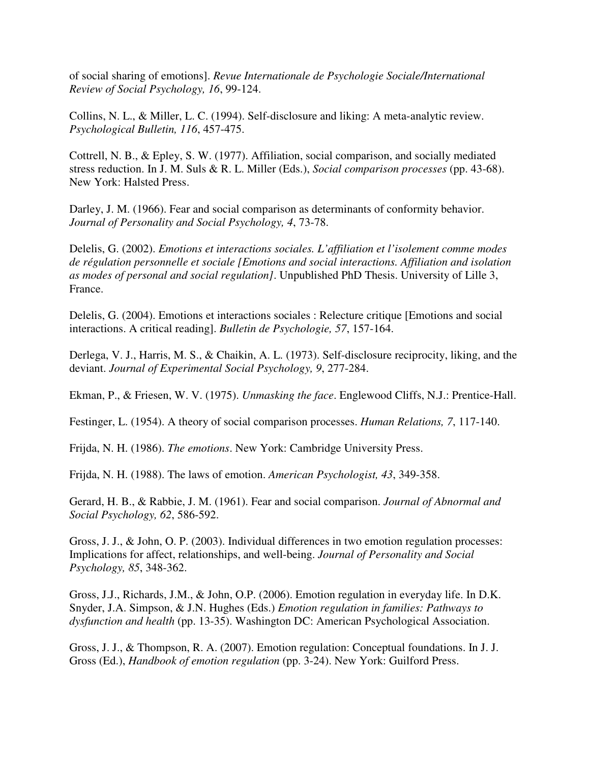of social sharing of emotions]. *Revue Internationale de Psychologie Sociale/International Review of Social Psychology, 16*, 99-124.

Collins, N. L., & Miller, L. C. (1994). Self-disclosure and liking: A meta-analytic review. *Psychological Bulletin, 116*, 457-475.

Cottrell, N. B., & Epley, S. W. (1977). Affiliation, social comparison, and socially mediated stress reduction. In J. M. Suls & R. L. Miller (Eds.), *Social comparison processes* (pp. 43-68). New York: Halsted Press.

Darley, J. M. (1966). Fear and social comparison as determinants of conformity behavior. *Journal of Personality and Social Psychology, 4*, 73-78.

Delelis, G. (2002). *Emotions et interactions sociales. L'affiliation et l'isolement comme modes de régulation personnelle et sociale [Emotions and social interactions. Affiliation and isolation as modes of personal and social regulation]*. Unpublished PhD Thesis. University of Lille 3, France.

Delelis, G. (2004). Emotions et interactions sociales : Relecture critique [Emotions and social interactions. A critical reading]. *Bulletin de Psychologie, 57*, 157-164.

Derlega, V. J., Harris, M. S., & Chaikin, A. L. (1973). Self-disclosure reciprocity, liking, and the deviant. *Journal of Experimental Social Psychology, 9*, 277-284.

Ekman, P., & Friesen, W. V. (1975). *Unmasking the face*. Englewood Cliffs, N.J.: Prentice-Hall.

Festinger, L. (1954). A theory of social comparison processes. *Human Relations, 7*, 117-140.

Frijda, N. H. (1986). *The emotions*. New York: Cambridge University Press.

Frijda, N. H. (1988). The laws of emotion. *American Psychologist, 43*, 349-358.

Gerard, H. B., & Rabbie, J. M. (1961). Fear and social comparison. *Journal of Abnormal and Social Psychology, 62*, 586-592.

Gross, J. J., & John, O. P. (2003). Individual differences in two emotion regulation processes: Implications for affect, relationships, and well-being. *Journal of Personality and Social Psychology, 85*, 348-362.

Gross, J.J., Richards, J.M., & John, O.P. (2006). Emotion regulation in everyday life. In D.K. Snyder, J.A. Simpson, & J.N. Hughes (Eds.) *Emotion regulation in families: Pathways to dysfunction and health* (pp. 13-35). Washington DC: American Psychological Association.

Gross, J. J., & Thompson, R. A. (2007). Emotion regulation: Conceptual foundations. In J. J. Gross (Ed.), *Handbook of emotion regulation* (pp. 3-24). New York: Guilford Press.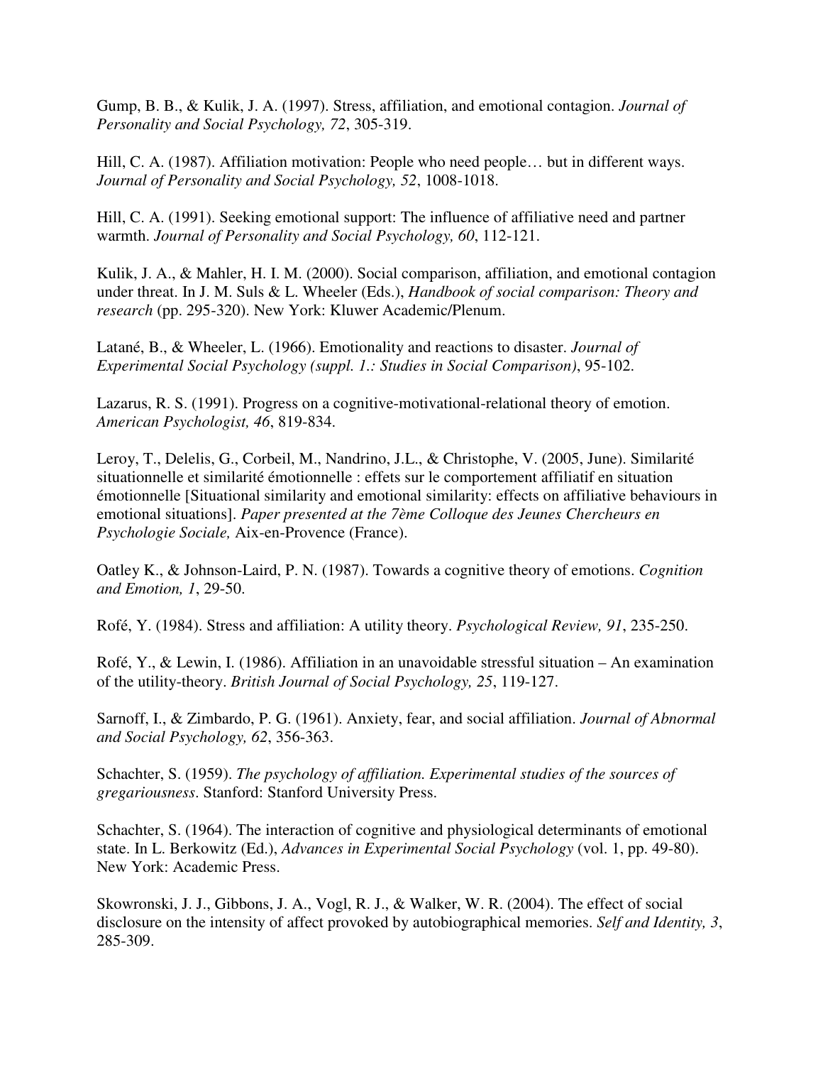Gump, B. B., & Kulik, J. A. (1997). Stress, affiliation, and emotional contagion. *Journal of Personality and Social Psychology, 72*, 305-319.

Hill, C. A. (1987). Affiliation motivation: People who need people… but in different ways. *Journal of Personality and Social Psychology, 52*, 1008-1018.

Hill, C. A. (1991). Seeking emotional support: The influence of affiliative need and partner warmth. *Journal of Personality and Social Psychology, 60*, 112-121.

Kulik, J. A., & Mahler, H. I. M. (2000). Social comparison, affiliation, and emotional contagion under threat. In J. M. Suls & L. Wheeler (Eds.), *Handbook of social comparison: Theory and research* (pp. 295-320). New York: Kluwer Academic/Plenum.

Latané, B., & Wheeler, L. (1966). Emotionality and reactions to disaster. *Journal of Experimental Social Psychology (suppl. 1.: Studies in Social Comparison)*, 95-102.

Lazarus, R. S. (1991). Progress on a cognitive-motivational-relational theory of emotion. *American Psychologist, 46*, 819-834.

Leroy, T., Delelis, G., Corbeil, M., Nandrino, J.L., & Christophe, V. (2005, June). Similarité situationnelle et similarité émotionnelle : effets sur le comportement affiliatif en situation émotionnelle [Situational similarity and emotional similarity: effects on affiliative behaviours in emotional situations]. *Paper presented at the 7ème Colloque des Jeunes Chercheurs en Psychologie Sociale,* Aix-en-Provence (France).

Oatley K., & Johnson-Laird, P. N. (1987). Towards a cognitive theory of emotions. *Cognition and Emotion, 1*, 29-50.

Rofé, Y. (1984). Stress and affiliation: A utility theory. *Psychological Review, 91*, 235-250.

Rofé, Y., & Lewin, I. (1986). Affiliation in an unavoidable stressful situation – An examination of the utility-theory. *British Journal of Social Psychology, 25*, 119-127.

Sarnoff, I., & Zimbardo, P. G. (1961). Anxiety, fear, and social affiliation. *Journal of Abnormal and Social Psychology, 62*, 356-363.

Schachter, S. (1959). *The psychology of affiliation. Experimental studies of the sources of gregariousness*. Stanford: Stanford University Press.

Schachter, S. (1964). The interaction of cognitive and physiological determinants of emotional state. In L. Berkowitz (Ed.), *Advances in Experimental Social Psychology* (vol. 1, pp. 49-80). New York: Academic Press.

Skowronski, J. J., Gibbons, J. A., Vogl, R. J., & Walker, W. R. (2004). The effect of social disclosure on the intensity of affect provoked by autobiographical memories. *Self and Identity, 3*, 285-309.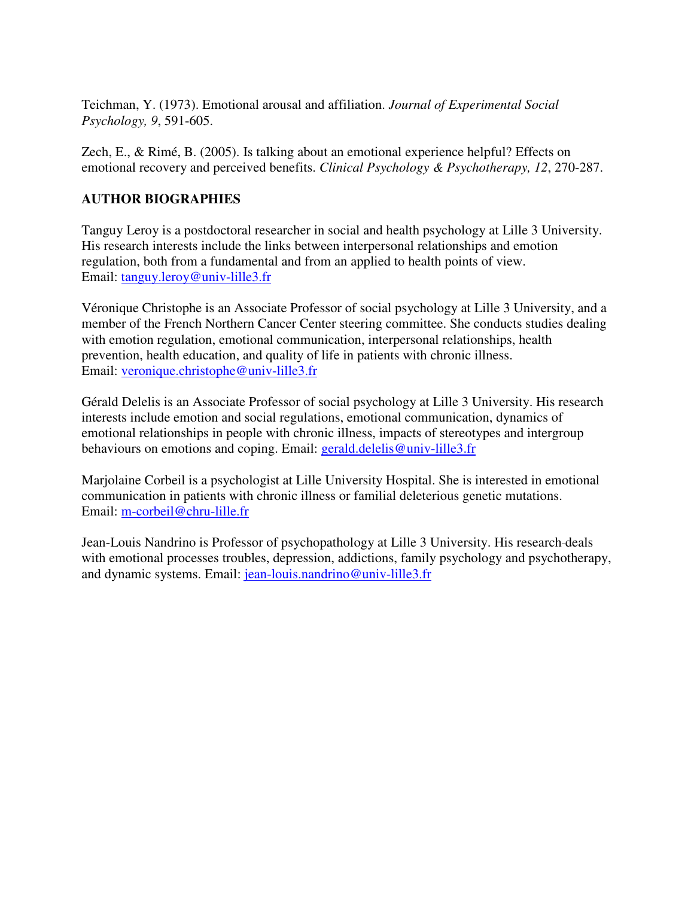Teichman, Y. (1973). Emotional arousal and affiliation. *Journal of Experimental Social Psychology, 9*, 591-605.

Zech, E., & Rimé, B. (2005). Is talking about an emotional experience helpful? Effects on emotional recovery and perceived benefits. *Clinical Psychology & Psychotherapy, 12*, 270-287.

## AUTHOR BIOGRAPHIES

Tanguy Leroy is a postdoctoral researcher in social and health psychology at Lille 3 University. His research interests include the links between interpersonal relationships and emotion regulation, both from a fundamental and from an applied to health points of view.
Email: tanguy.leroy@univ-lille3.fr

Véronique Christophe is an Associate Professor of social psychology at Lille 3 University, and a member of the French Northern Cancer Center steering committee. She conducts studies dealing with emotion regulation, emotional communication, interpersonal relationships, health prevention, health education, and quality of life in patients with chronic illness.
Email: veronique.christophe@univ-lille3.fr

Gérald Delelis is an Associate Professor of social psychology at Lille 3 University. His research interests include emotion and social regulations, emotional communication, dynamics of emotional relationships in people with chronic illness, impacts of stereotypes and intergroup behaviours on emotions and coping. Email: gerald.delelis@univ-lille3.fr

Marjolaine Corbeil is a psychologist at Lille University Hospital. She is interested in emotional communication in patients with chronic illness or familial deleterious genetic mutations.
Email: m-corbeil@chru-lille.fr

Jean-Louis Nandrino is Professor of psychopathology at Lille 3 University. His research deals with emotional processes troubles, depression, addictions, family psychology and psychotherapy, and dynamic systems. Email: jean-louis.nandrino@univ-lille3.fr